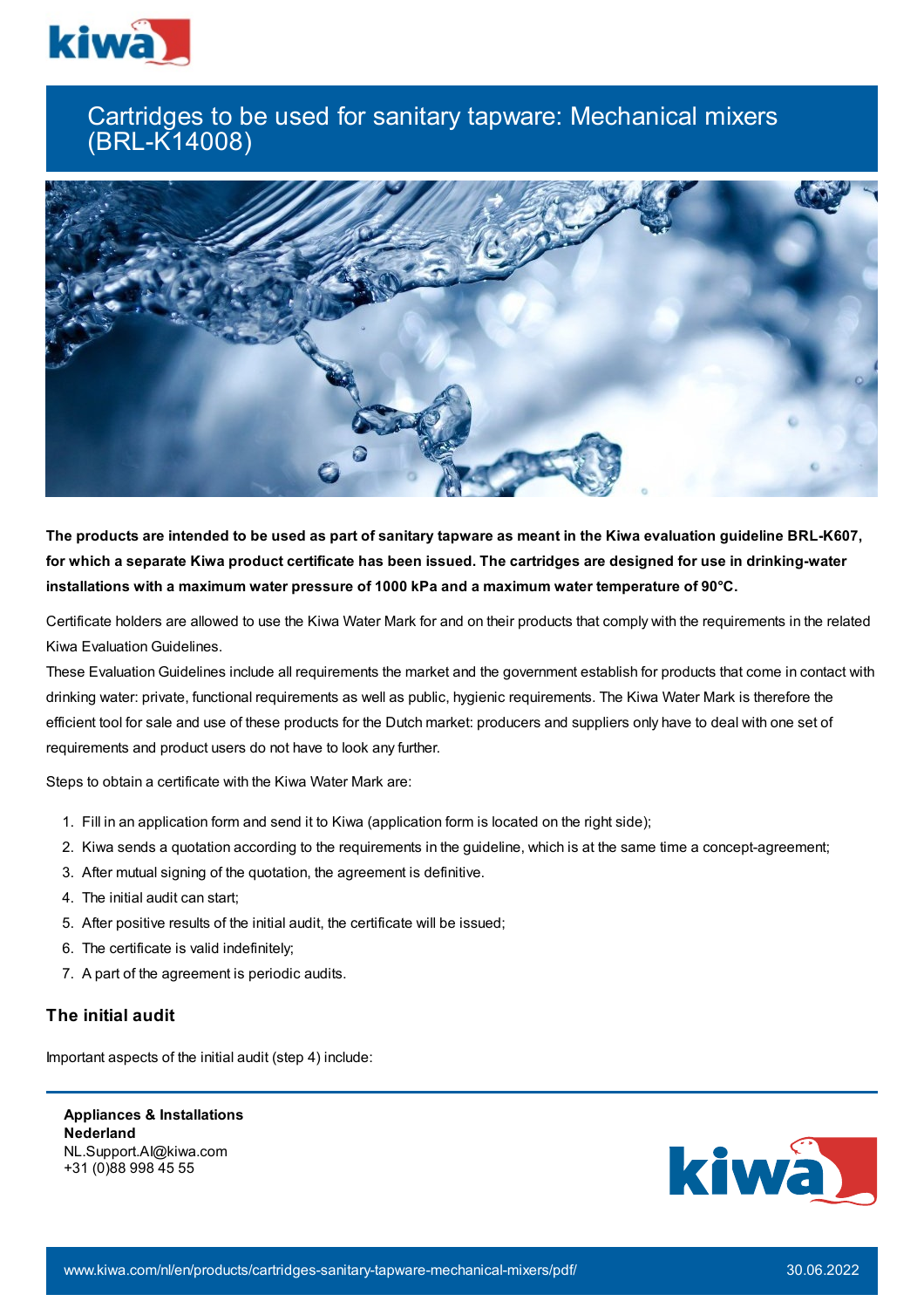# Cartridges to be used for sanitary tapware: Mechanical mixers (BRL-K14008)

**The products are intended to be used as part of sanitary tapware as meant in the Kiwa evaluation guideline BRL-K607, for which a separate Kiwa product certificate has been issued. The cartridges are designed for use in drinking-water installations with a maximum water pressure of 1000 kPa and a maximum water temperature of 90°C.**

Certificate holders are allowed to use the Kiwa Water Mark for and on their products that comply with the requirements in the related Kiwa Evaluation Guidelines.

These Evaluation Guidelines include all requirements the market and the government establish for products that come in contact with drinking water: private, functional requirements as well as public, hygienic requirements. The Kiwa Water Mark is therefore the efficient tool for sale and use of these products for the Dutch market: producers and suppliers only have to deal with one set of requirements and product users do not have to look any further.

Steps to obtain a certificate with the Kiwa Water Mark are:

1. Fill in an application form and send it to Kiwa (application form is located on the right side);
2. Kiwa sends a quotation according to the requirements in the guideline, which is at the same time a concept-agreement;
3. After mutual signing of the quotation, the agreement is definitive.
4. The initial audit can start;
5. After positive results of the initial audit, the certificate will be issued;
6. The certificate is valid indefinitely;
7. A part of the agreement is periodic audits.

## The initial audit

Important aspects of the initial audit (step 4) include:

**Appliances & Installations Nederland**
NL.Support.AI@kiwa.com
+31 (0)88 998 45 55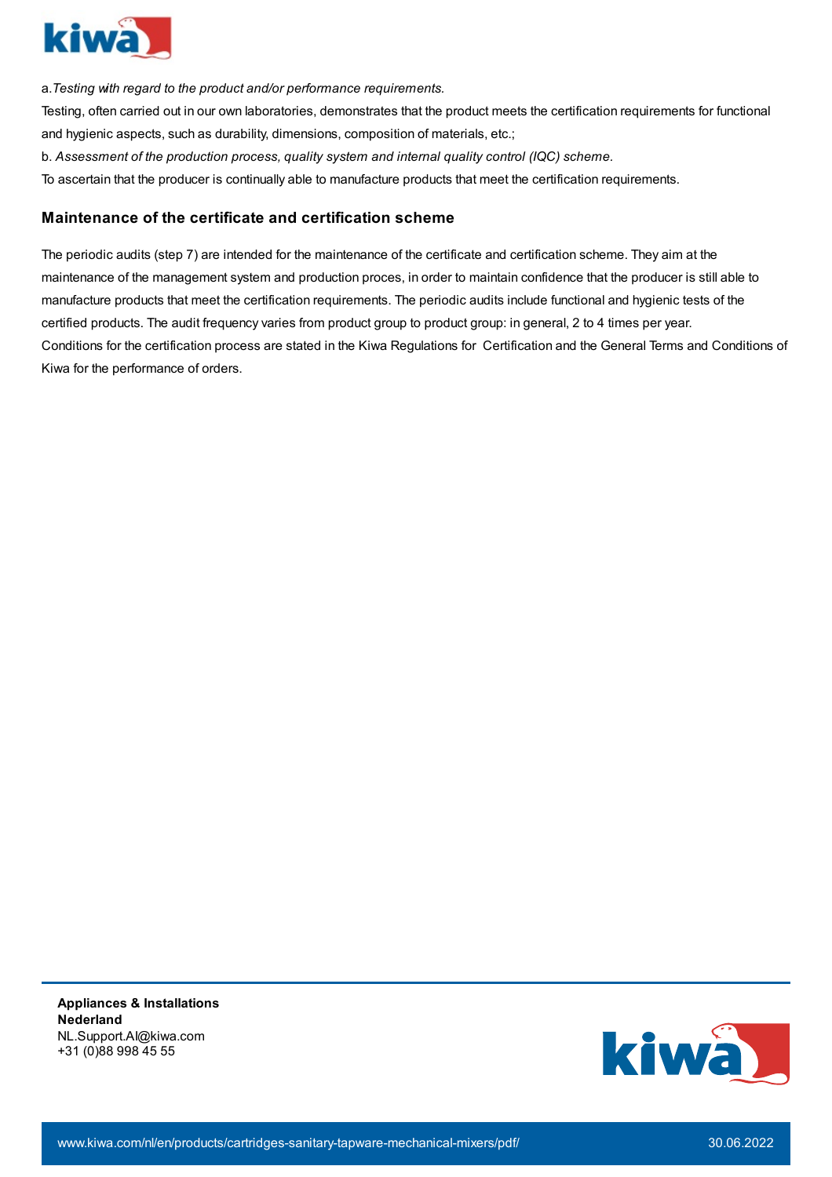a. *Testing with regard to the product and/or performance requirements.*

Testing, often carried out in our own laboratories, demonstrates that the product meets the certification requirements for functional and hygienic aspects, such as durability, dimensions, composition of materials, etc.;

b. *Assessment of the production process, quality system and internal quality control (IQC) scheme.*

To ascertain that the producer is continually able to manufacture products that meet the certification requirements.

## Maintenance of the certificate and certification scheme

The periodic audits (step 7) are intended for the maintenance of the certificate and certification scheme. They aim at the maintenance of the management system and production proces, in order to maintain confidence that the producer is still able to manufacture products that meet the certification requirements. The periodic audits include functional and hygienic tests of the certified products. The audit frequency varies from product group to product group: in general, 2 to 4 times per year.

Conditions for the certification process are stated in the Kiwa Regulations for Certification and the General Terms and Conditions of Kiwa for the performance of orders.

**Appliances & Installations**
**Nederland**
NL.Support.AI@kiwa.com
+31 (0)88 998 45 55